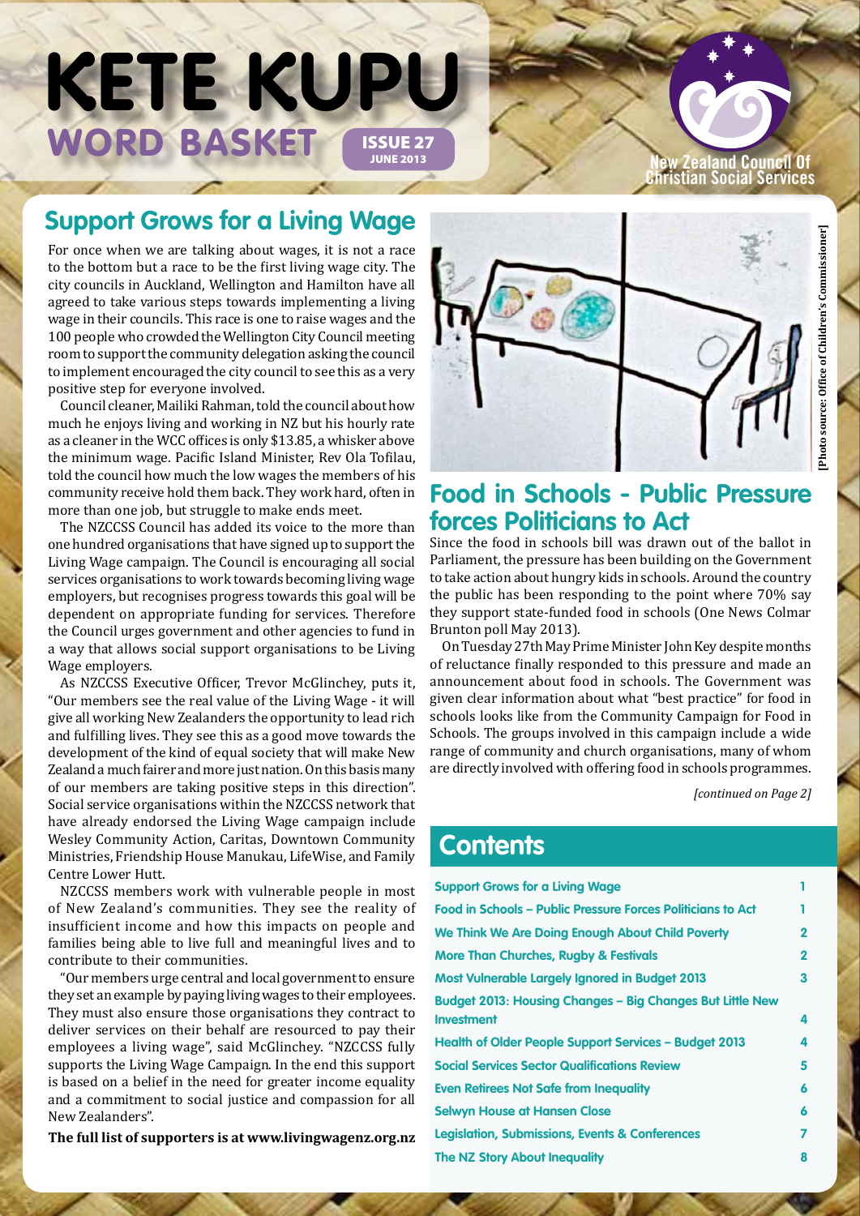# KETE KUPU

## WORD BASKET

**ISSUE 27**
**JUNE 2013**

New Zealand Council Of Christian Social Services

## Support Grows for a Living Wage

For once when we are talking about wages, it is not a race to the bottom but a race to be the first living wage city. The city councils in Auckland, Wellington and Hamilton have all agreed to take various steps towards implementing a living wage in their councils. This race is one to raise wages and the 100 people who crowded the Wellington City Council meeting room to support the community delegation asking the council to implement encouraged the city council to see this as a very positive step for everyone involved.

Council cleaner, Mailiki Rahman, told the council about how much he enjoys living and working in NZ but his hourly rate as a cleaner in the WCC offices is only $13.85, a whisker above the minimum wage. Pacific Island Minister, Rev Ola Tofilau, told the council how much the low wages the members of his community receive hold them back. They work hard, often in more than one job, but struggle to make ends meet.

The NZCCSS Council has added its voice to the more than one hundred organisations that have signed up to support the Living Wage campaign. The Council is encouraging all social services organisations to work towards becoming living wage employers, but recognises progress towards this goal will be dependent on appropriate funding for services. Therefore the Council urges government and other agencies to fund in a way that allows social support organisations to be Living Wage employers.

As NZCCSS Executive Officer, Trevor McGlinchey, puts it, "Our members see the real value of the Living Wage - it will give all working New Zealanders the opportunity to lead rich and fulfilling lives. They see this as a good move towards the development of the kind of equal society that will make New Zealand a much fairer and more just nation. On this basis many of our members are taking positive steps in this direction". Social service organisations within the NZCCSS network that have already endorsed the Living Wage campaign include Wesley Community Action, Caritas, Downtown Community Ministries, Friendship House Manukau, LifeWise, and Family Centre Lower Hutt.

NZCCSS members work with vulnerable people in most of New Zealand's communities. They see the reality of insufficient income and how this impacts on people and families being able to live full and meaningful lives and to contribute to their communities.

"Our members urge central and local government to ensure they set an example by paying living wages to their employees. They must also ensure those organisations they contract to deliver services on their behalf are resourced to pay their employees a living wage", said McGlinchey. "NZCCSS fully supports the Living Wage Campaign. In the end this support is based on a belief in the need for greater income equality and a commitment to social justice and compassion for all New Zealanders".

**The full list of supporters is at www.livingwagenz.org.nz**

[Photo source: Office of Children's Commissioner]

## Food in Schools - Public Pressure forces Politicians to Act

Since the food in schools bill was drawn out of the ballot in Parliament, the pressure has been building on the Government to take action about hungry kids in schools. Around the country the public has been responding to the point where 70% say they support state-funded food in schools (One News Colmar Brunton poll May 2013).

On Tuesday 27th May Prime Minister John Key despite months of reluctance finally responded to this pressure and made an announcement about food in schools. The Government was given clear information about what "best practice" for food in schools looks like from the Community Campaign for Food in Schools. The groups involved in this campaign include a wide range of community and church organisations, many of whom are directly involved with offering food in schools programmes.

*[continued on Page 2]*

## Contents

| | |
|---|---|
| Support Grows for a Living Wage | 1 |
| Food in Schools – Public Pressure Forces Politicians to Act | 1 |
| We Think We Are Doing Enough About Child Poverty | 2 |
| More Than Churches, Rugby & Festivals | 2 |
| Most Vulnerable Largely Ignored in Budget 2013 | 3 |
| Budget 2013: Housing Changes – Big Changes But Little New Investment | 4 |
| Health of Older People Support Services – Budget 2013 | 4 |
| Social Services Sector Qualifications Review | 5 |
| Even Retirees Not Safe from Inequality | 6 |
| Selwyn House at Hansen Close | 6 |
| Legislation, Submissions, Events & Conferences | 7 |
| The NZ Story About Inequality | 8 |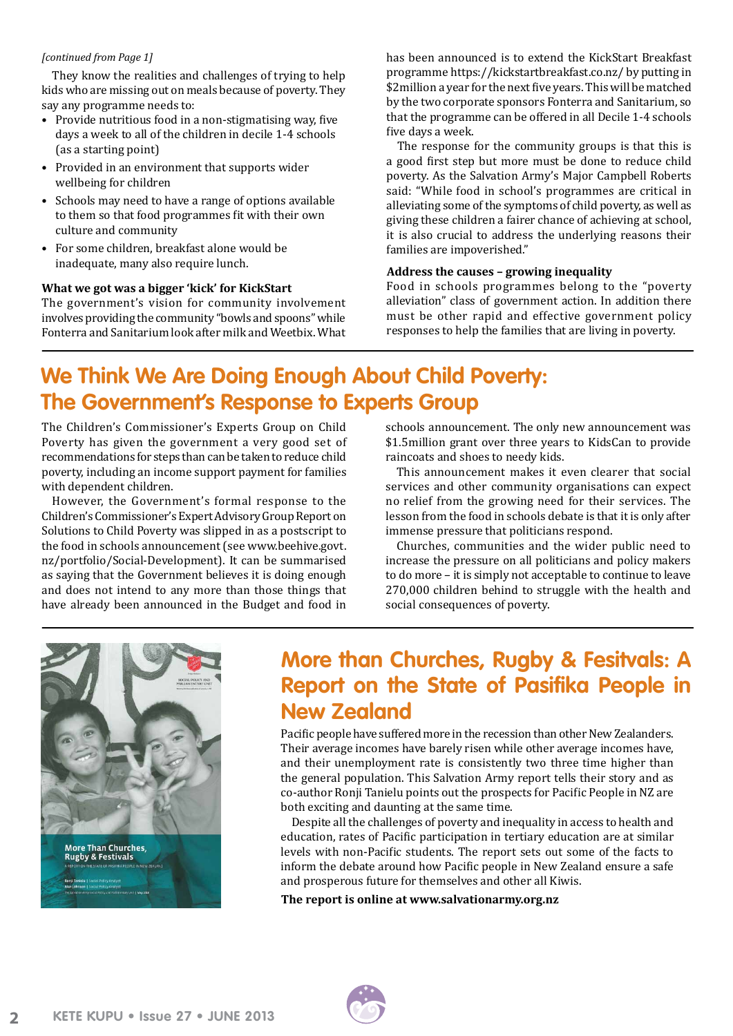*[continued from Page 1]*

They know the realities and challenges of trying to help kids who are missing out on meals because of poverty. They say any programme needs to:

- Provide nutritious food in a non-stigmatising way, five days a week to all of the children in decile 1-4 schools (as a starting point)
- Provided in an environment that supports wider wellbeing for children
- Schools may need to have a range of options available to them so that food programmes fit with their own culture and community
- For some children, breakfast alone would be inadequate, many also require lunch.

**What we got was a bigger 'kick' for KickStart**

The government's vision for community involvement involves providing the community "bowls and spoons" while Fonterra and Sanitarium look after milk and Weetbix. What has been announced is to extend the KickStart Breakfast programme https://kickstartbreakfast.co.nz/ by putting in $2million a year for the next five years. This will be matched by the two corporate sponsors Fonterra and Sanitarium, so that the programme can be offered in all Decile 1-4 schools five days a week.

The response for the community groups is that this is a good first step but more must be done to reduce child poverty. As the Salvation Army's Major Campbell Roberts said: "While food in school's programmes are critical in alleviating some of the symptoms of child poverty, as well as giving these children a fairer chance of achieving at school, it is also crucial to address the underlying reasons their families are impoverished."

**Address the causes – growing inequality**

Food in schools programmes belong to the "poverty alleviation" class of government action. In addition there must be other rapid and effective government policy responses to help the families that are living in poverty.

## We Think We Are Doing Enough About Child Poverty: The Government's Response to Experts Group

The Children's Commissioner's Experts Group on Child Poverty has given the government a very good set of recommendations for steps than can be taken to reduce child poverty, including an income support payment for families with dependent children.

However, the Government's formal response to the Children's Commissioner's Expert Advisory Group Report on Solutions to Child Poverty was slipped in as a postscript to the food in schools announcement (see www.beehive.govt.nz/portfolio/Social-Development). It can be summarised as saying that the Government believes it is doing enough and does not intend to any more than those things that have already been announced in the Budget and food in schools announcement. The only new announcement was $1.5million grant over three years to KidsCan to provide raincoats and shoes to needy kids.

This announcement makes it even clearer that social services and other community organisations can expect no relief from the growing need for their services. The lesson from the food in schools debate is that it is only after immense pressure that politicians respond.

Churches, communities and the wider public need to increase the pressure on all politicians and policy makers to do more – it is simply not acceptable to continue to leave 270,000 children behind to struggle with the health and social consequences of poverty.

## More than Churches, Rugby & Fesitvals: A Report on the State of Pasifika People in New Zealand

Pacific people have suffered more in the recession than other New Zealanders. Their average incomes have barely risen while other average incomes have, and their unemployment rate is consistently two three time higher than the general population. This Salvation Army report tells their story and as co-author Ronji Tanielu points out the prospects for Pacific People in NZ are both exciting and daunting at the same time.

Despite all the challenges of poverty and inequality in access to health and education, rates of Pacific participation in tertiary education are at similar levels with non-Pacific students. The report sets out some of the facts to inform the debate around how Pacific people in New Zealand ensure a safe and prosperous future for themselves and other all Kiwis.

**The report is online at www.salvationarmy.org.nz**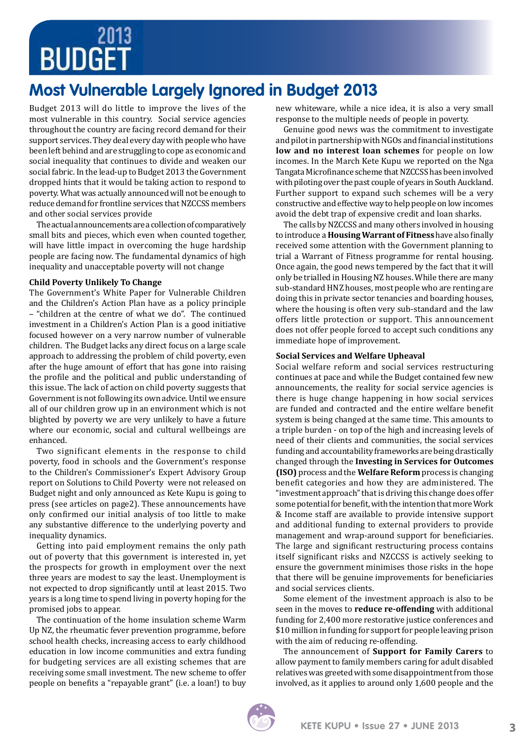# 2013 BUDGET

## Most Vulnerable Largely Ignored in Budget 2013

Budget 2013 will do little to improve the lives of the most vulnerable in this country. Social service agencies throughout the country are facing record demand for their support services. They deal every day with people who have been left behind and are struggling to cope as economic and social inequality that continues to divide and weaken our social fabric. In the lead-up to Budget 2013 the Government dropped hints that it would be taking action to respond to poverty. What was actually announced will not be enough to reduce demand for frontline services that NZCCSS members and other social services provide

The actual announcements are a collection of comparatively small bits and pieces, which even when counted together, will have little impact in overcoming the huge hardship people are facing now. The fundamental dynamics of high inequality and unacceptable poverty will not change

### Child Poverty Unlikely To Change

The Government's White Paper for Vulnerable Children and the Children's Action Plan have as a policy principle – "children at the centre of what we do". The continued investment in a Children's Action Plan is a good initiative focused however on a very narrow number of vulnerable children. The Budget lacks any direct focus on a large scale approach to addressing the problem of child poverty, even after the huge amount of effort that has gone into raising the profile and the political and public understanding of this issue. The lack of action on child poverty suggests that Government is not following its own advice. Until we ensure all of our children grow up in an environment which is not blighted by poverty we are very unlikely to have a future where our economic, social and cultural wellbeings are enhanced.

Two significant elements in the response to child poverty, food in schools and the Government's response to the Children's Commissioner's Expert Advisory Group report on Solutions to Child Poverty were not released on Budget night and only announced as Kete Kupu is going to press (see articles on page2). These announcements have only confirmed our initial analysis of too little to make any substantive difference to the underlying poverty and inequality dynamics.

Getting into paid employment remains the only path out of poverty that this government is interested in, yet the prospects for growth in employment over the next three years are modest to say the least. Unemployment is not expected to drop significantly until at least 2015. Two years is a long time to spend living in poverty hoping for the promised jobs to appear.

The continuation of the home insulation scheme Warm Up NZ, the rheumatic fever prevention programme, before school health checks, increasing access to early childhood education in low income communities and extra funding for budgeting services are all existing schemes that are receiving some small investment. The new scheme to offer people on benefits a "repayable grant" (i.e. a loan!) to buy new whiteware, while a nice idea, it is also a very small response to the multiple needs of people in poverty.

Genuine good news was the commitment to investigate and pilot in partnership with NGOs and financial institutions **low and no interest loan schemes** for people on low incomes. In the March Kete Kupu we reported on the Nga Tangata Microfinance scheme that NZCCSS has been involved with piloting over the past couple of years in South Auckland. Further support to expand such schemes will be a very constructive and effective way to help people on low incomes avoid the debt trap of expensive credit and loan sharks.

The calls by NZCCSS and many others involved in housing to introduce a **Housing Warrant of Fitness** have also finally received some attention with the Government planning to trial a Warrant of Fitness programme for rental housing. Once again, the good news tempered by the fact that it will only be trialled in Housing NZ houses. While there are many sub-standard HNZ houses, most people who are renting are doing this in private sector tenancies and boarding houses, where the housing is often very sub-standard and the law offers little protection or support. This announcement does not offer people forced to accept such conditions any immediate hope of improvement.

### Social Services and Welfare Upheaval

Social welfare reform and social services restructuring continues at pace and while the Budget contained few new announcements, the reality for social service agencies is there is huge change happening in how social services are funded and contracted and the entire welfare benefit system is being changed at the same time. This amounts to a triple burden - on top of the high and increasing levels of need of their clients and communities, the social services funding and accountability frameworks are being drastically changed through the **Investing in Services for Outcomes (ISO)** process and the **Welfare Reform** process is changing benefit categories and how they are administered. The "investment approach" that is driving this change does offer some potential for benefit, with the intention that more Work & Income staff are available to provide intensive support and additional funding to external providers to provide management and wrap-around support for beneficiaries. The large and significant restructuring process contains itself significant risks and NZCCSS is actively seeking to ensure the government minimises those risks in the hope that there will be genuine improvements for beneficiaries and social services clients.

Some element of the investment approach is also to be seen in the moves to **reduce re-offending** with additional funding for 2,400 more restorative justice conferences and $10 million in funding for support for people leaving prison with the aim of reducing re-offending.

The announcement of **Support for Family Carers** to allow payment to family members caring for adult disabled relatives was greeted with some disappointment from those involved, as it applies to around only 1,600 people and the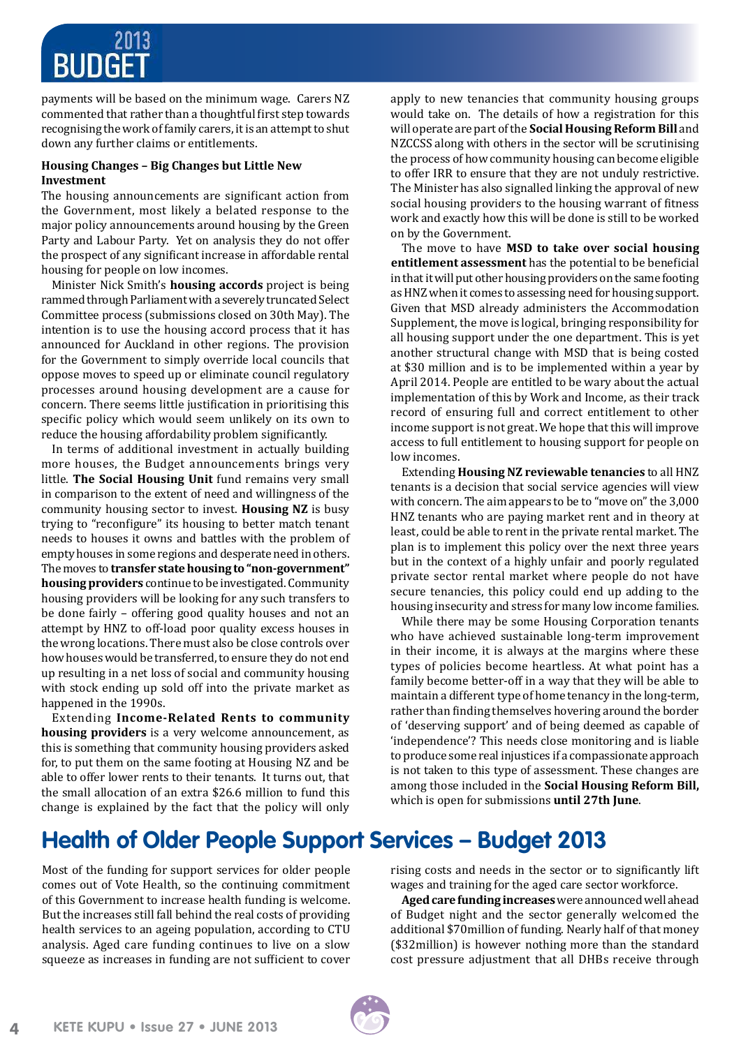payments will be based on the minimum wage. Carers NZ commented that rather than a thoughtful first step towards recognising the work of family carers, it is an attempt to shut down any further claims or entitlements.

**Housing Changes – Big Changes but Little New Investment**

The housing announcements are significant action from the Government, most likely a belated response to the major policy announcements around housing by the Green Party and Labour Party. Yet on analysis they do not offer the prospect of any significant increase in affordable rental housing for people on low incomes.

Minister Nick Smith's **housing accords** project is being rammed through Parliament with a severely truncated Select Committee process (submissions closed on 30th May). The intention is to use the housing accord process that it has announced for Auckland in other regions. The provision for the Government to simply override local councils that oppose moves to speed up or eliminate council regulatory processes around housing development are a cause for concern. There seems little justification in prioritising this specific policy which would seem unlikely on its own to reduce the housing affordability problem significantly.

In terms of additional investment in actually building more houses, the Budget announcements brings very little. **The Social Housing Unit** fund remains very small in comparison to the extent of need and willingness of the community housing sector to invest. **Housing NZ** is busy trying to "reconfigure" its housing to better match tenant needs to houses it owns and battles with the problem of empty houses in some regions and desperate need in others. The moves to **transfer state housing to "non-government" housing providers** continue to be investigated. Community housing providers will be looking for any such transfers to be done fairly – offering good quality houses and not an attempt by HNZ to off-load poor quality excess houses in the wrong locations. There must also be close controls over how houses would be transferred, to ensure they do not end up resulting in a net loss of social and community housing with stock ending up sold off into the private market as happened in the 1990s.

Extending **Income-Related Rents to community housing providers** is a very welcome announcement, as this is something that community housing providers asked for, to put them on the same footing at Housing NZ and be able to offer lower rents to their tenants. It turns out, that the small allocation of an extra $26.6 million to fund this change is explained by the fact that the policy will only apply to new tenancies that community housing groups would take on. The details of how a registration for this will operate are part of the **Social Housing Reform Bill** and NZCCSS along with others in the sector will be scrutinising the process of how community housing can become eligible to offer IRR to ensure that they are not unduly restrictive. The Minister has also signalled linking the approval of new social housing providers to the housing warrant of fitness work and exactly how this will be done is still to be worked on by the Government.

The move to have **MSD to take over social housing entitlement assessment** has the potential to be beneficial in that it will put other housing providers on the same footing as HNZ when it comes to assessing for housing support. Given that MSD already administers the Accommodation Supplement, the move is logical, bringing responsibility for all housing support under the one department. This is yet another structural change with MSD that is being costed at $30 million and is to be implemented within a year by April 2014. People are entitled to be wary about the actual implementation of this by Work and Income, as their track record of ensuring full and correct entitlement to other income support is not great. We hope that this will improve access to full entitlement to housing support for people on low incomes.

Extending **Housing NZ reviewable tenancies** to all HNZ tenants is a decision that social service agencies will view with concern. The aim appears to be to "move on" the 3,000 HNZ tenants who are paying market rent and in theory at least, could be able to rent in the private rental market. The plan is to implement this policy over the next three years but in the context of a highly unfair and poorly regulated private sector rental market where people do not have secure tenancies, this policy could end up adding to the housing insecurity and stress for many low income families.

While there may be some Housing Corporation tenants who have achieved sustainable long-term improvement in their income, it is always at the margins where these types of policies become heartless. At what point has a family become better-off in a way that they will be able to maintain a different type of home tenancy in the long-term, rather than finding themselves hovering around the border of 'deserving support' and of being deemed as capable of 'independence'? This needs close monitoring and is liable to produce some real injustices if a compassionate approach is not taken to this type of assessment. These changes are among those included in the **Social Housing Reform Bill,** which is open for submissions **until 27th June**.

# Health of Older People Support Services – Budget 2013

Most of the funding for support services for older people comes out of Vote Health, so the continuing commitment of this Government to increase health funding is welcome. But the increases still fall behind the real costs of providing health services to an ageing population, according to CTU analysis. Aged care funding continues to live on a slow squeeze as increases in funding are not sufficient to cover rising costs and needs in the sector or to significantly lift wages and training for the aged care sector workforce.

**Aged care funding increases** were announced well ahead of Budget night and the sector generally welcomed the additional $70million of funding. Nearly half of that money ($32million) is however nothing more than the standard cost pressure adjustment that all DHBs receive through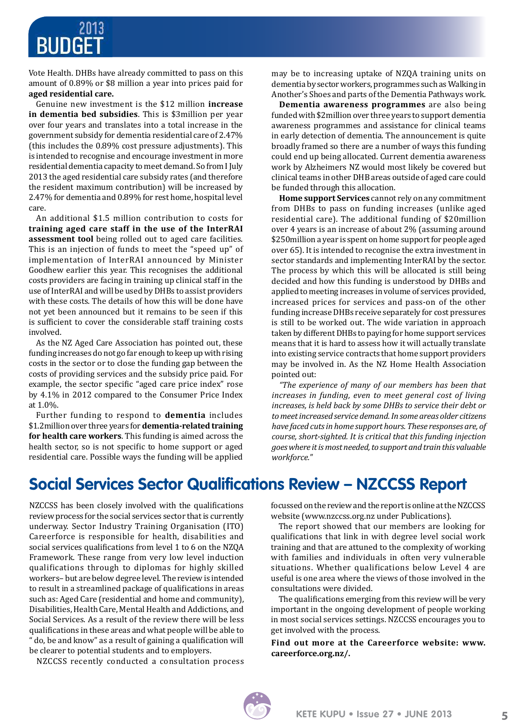Vote Health. DHBs have already committed to pass on this amount of 0.89% or $8 million a year into prices paid for **aged residential care.**

Genuine new investment is the $12 million **increase in dementia bed subsidies**. This is $3million per year over four years and translates into a total increase in the government subsidy for dementia residential care of 2.47% (this includes the 0.89% cost pressure adjustments). This is intended to recognise and encourage investment in more residential dementia capacity to meet demand. So from I July 2013 the aged residential care subsidy rates (and therefore the resident maximum contribution) will be increased by 2.47% for dementia and 0.89% for rest home, hospital level care.

An additional $1.5 million contribution to costs for **training aged care staff in the use of the InterRAI assessment tool** being rolled out to aged care facilities. This is an injection of funds to meet the "speed up" of implementation of InterRAI announced by Minister Goodhew earlier this year. This recognises the additional costs providers are facing in training up clinical staff in the use of InterRAI and will be used by DHBs to assist providers with these costs. The details of how this will be done have not yet been announced but it remains to be seen if this is sufficient to cover the considerable staff training costs involved.

As the NZ Aged Care Association has pointed out, these funding increases do not go far enough to keep up with rising costs in the sector or to close the funding gap between the costs of providing services and the subsidy price paid. For example, the sector specific "aged care price index" rose by 4.1% in 2012 compared to the Consumer Price Index at 1.0%.

Further funding to respond to **dementia** includes $1.2million over three years for **dementia-related training for health care workers**. This funding is aimed across the health sector, so is not specific to home support or aged residential care. Possible ways the funding will be applied may be to increasing uptake of NZQA training units on dementia by sector workers, programmes such as Walking in Another's Shoes and parts of the Dementia Pathways work.

**Dementia awareness programmes** are also being funded with $2million over three years to support dementia awareness programmes and assistance for clinical teams in early detection of dementia. The announcement is quite broadly framed so there are a number of ways this funding could end up being allocated. Current dementia awareness work by Alzheimers NZ would most likely be covered but clinical teams in other DHB areas outside of aged care could be funded through this allocation.

**Home support Services** cannot rely on any commitment from DHBs to pass on funding increases (unlike aged residential care). The additional funding of $20million over 4 years is an increase of about 2% (assuming around $250million a year is spent on home support for people aged over 65). It is intended to recognise the extra investment in sector standards and implementing InterRAI by the sector. The process by which this will be allocated is still being decided and how this funding is understood by DHBs and applied to meeting increases in volume of services provided, increased prices for services and pass-on of the other funding increase DHBs receive separately for cost pressures is still to be worked out. The wide variation in approach taken by different DHBs to paying for home support services means that it is hard to assess how it will actually translate into existing service contracts that home support providers may be involved in. As the NZ Home Health Association pointed out:

*"The experience of many of our members has been that increases in funding, even to meet general cost of living increases, is held back by some DHBs to service their debt or to meet increased service demand. In some areas older citizens have faced cuts in home support hours. These responses are, of course, short-sighted. It is critical that this funding injection goes where it is most needed, to support and train this valuable workforce."*

## Social Services Sector Qualifications Review – NZCCSS Report

NZCCSS has been closely involved with the qualifications review process for the social services sector that is currently underway. Sector Industry Training Organisation (ITO) Careerforce is responsible for health, disabilities and social services qualifications from level 1 to 6 on the NZQA Framework. These range from very low level induction qualifications through to diplomas for highly skilled workers– but are below degree level. The review is intended to result in a streamlined package of qualifications in areas such as: Aged Care (residential and home and community), Disabilities, Health Care, Mental Health and Addictions, and Social Services. As a result of the review there will be less qualifications in these areas and what people will be able to " do, be and know" as a result of gaining a qualification will be clearer to potential students and to employers.

NZCCSS recently conducted a consultation process focussed on the review and the report is online at the NZCCSS website (www.nzccss.org.nz under Publications).

The report showed that our members are looking for qualifications that link in with degree level social work training and that are attuned to the complexity of working with families and individuals in often very vulnerable situations. Whether qualifications below Level 4 are useful is one area where the views of those involved in the consultations were divided.

The qualifications emerging from this review will be very important in the ongoing development of people working in most social services settings. NZCCSS encourages you to get involved with the process.

**Find out more at the Careerforce website: www.careerforce.org.nz/.**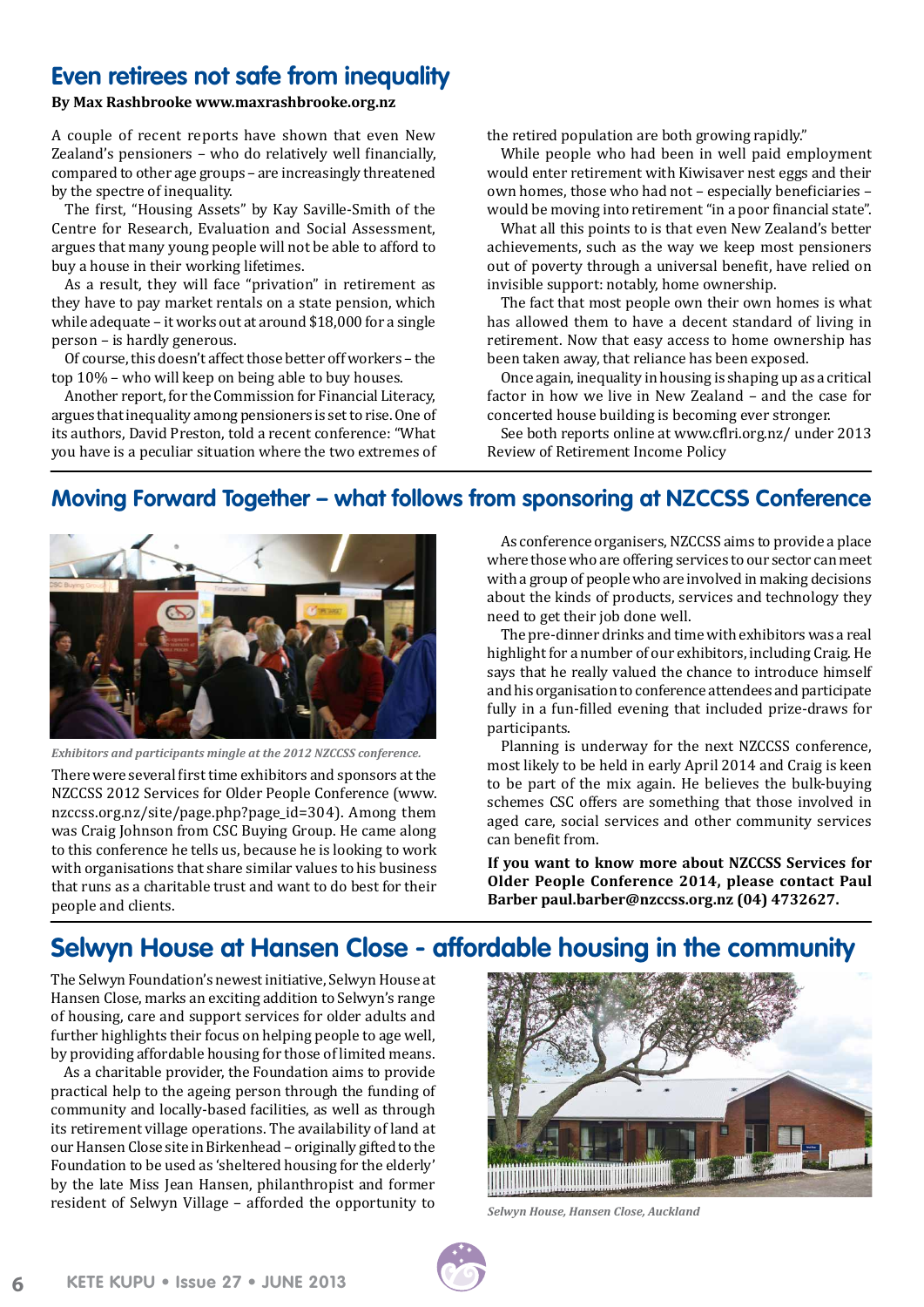## Even retirees not safe from inequality

**By Max Rashbrooke www.maxrashbrooke.org.nz**

A couple of recent reports have shown that even New Zealand's pensioners – who do relatively well financially, compared to other age groups – are increasingly threatened by the spectre of inequality.

The first, "Housing Assets" by Kay Saville-Smith of the Centre for Research, Evaluation and Social Assessment, argues that many young people will not be able to afford to buy a house in their working lifetimes.

As a result, they will face "privation" in retirement as they have to pay market rentals on a state pension, which while adequate – it works out at around $18,000 for a single person – is hardly generous.

Of course, this doesn't affect those better off workers – the top 10% – who will keep on being able to buy houses.

Another report, for the Commission for Financial Literacy, argues that inequality among pensioners is set to rise. One of its authors, David Preston, told a recent conference: "What you have is a peculiar situation where the two extremes of the retired population are both growing rapidly."

While people who had been in well paid employment would enter retirement with Kiwisaver nest eggs and their own homes, those who had not – especially beneficiaries – would be moving into retirement "in a poor financial state".

What all this points to is that even New Zealand's better achievements, such as the way we keep most pensioners out of poverty through a universal benefit, have relied on invisible support: notably, home ownership.

The fact that most people own their own homes is what has allowed them to have a decent standard of living in retirement. Now that easy access to home ownership has been taken away, that reliance has been exposed.

Once again, inequality in housing is shaping up as a critical factor in how we live in New Zealand – and the case for concerted house building is becoming ever stronger.

See both reports online at www.cflri.org.nz/ under 2013 Review of Retirement Income Policy

## Moving Forward Together – what follows from sponsoring at NZCCSS Conference

*Exhibitors and participants mingle at the 2012 NZCCSS conference.*

There were several first time exhibitors and sponsors at the NZCCSS 2012 Services for Older People Conference (www.nzccss.org.nz/site/page.php?page_id=304). Among them was Craig Johnson from CSC Buying Group. He came along to this conference he tells us, because he is looking to work with organisations that share similar values to his business that runs as a charitable trust and want to do best for their people and clients.

As conference organisers, NZCCSS aims to provide a place where those who are offering services to our sector can meet with a group of people who are involved in making decisions about the kinds of products, services and technology they need to get their job done well.

The pre-dinner drinks and time with exhibitors was a real highlight for a number of our exhibitors, including Craig. He says that he really valued the chance to introduce himself and his organisation to conference attendees and participate fully in a fun-filled evening that included prize-draws for participants.

Planning is underway for the next NZCCSS conference, most likely to be held in early April 2014 and Craig is keen to be part of the mix again. He believes the bulk-buying schemes CSC offers are something that those involved in aged care, social services and other community services can benefit from.

**If you want to know more about NZCCSS Services for Older People Conference 2014, please contact Paul Barber paul.barber@nzccss.org.nz (04) 4732627.**

## Selwyn House at Hansen Close - affordable housing in the community

The Selwyn Foundation's newest initiative, Selwyn House at Hansen Close, marks an exciting addition to Selwyn's range of housing, care and support services for older adults and further highlights their focus on helping people to age well, by providing affordable housing for those of limited means.

As a charitable provider, the Foundation aims to provide practical help to the ageing person through the funding of community and locally-based facilities, as well as through its retirement village operations. The availability of land at our Hansen Close site in Birkenhead – originally gifted to the Foundation to be used as 'sheltered housing for the elderly' by the late Miss Jean Hansen, philanthropist and former resident of Selwyn Village – afforded the opportunity to

*Selwyn House, Hansen Close, Auckland*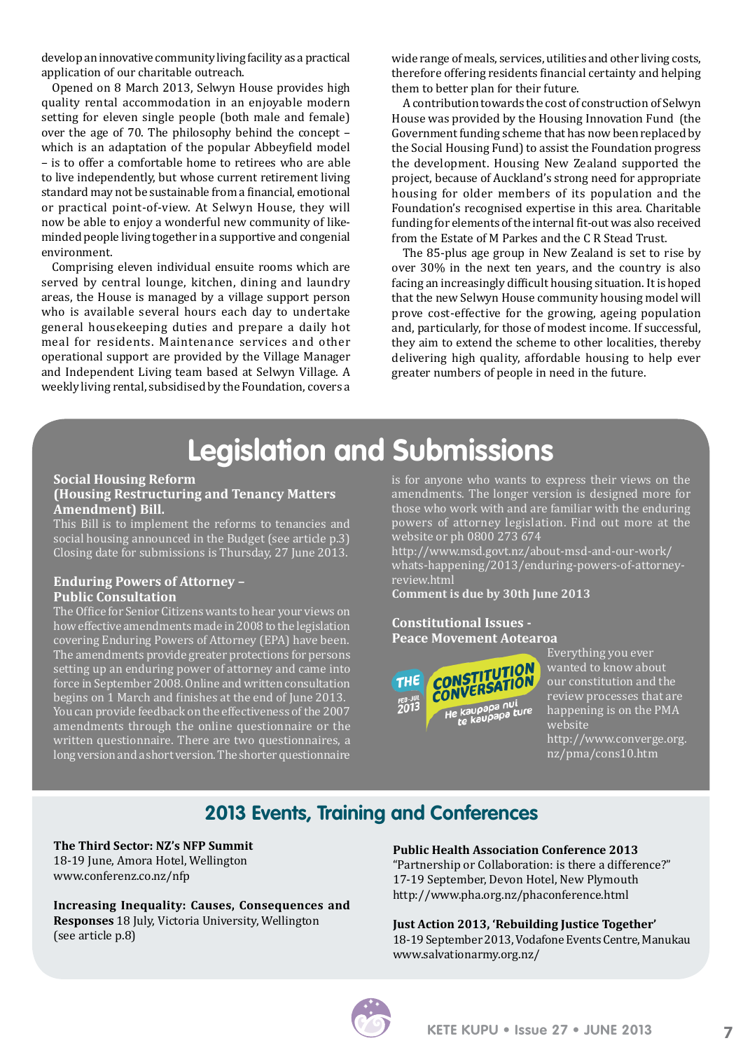develop an innovative community living facility as a practical application of our charitable outreach.

Opened on 8 March 2013, Selwyn House provides high quality rental accommodation in an enjoyable modern setting for eleven single people (both male and female) over the age of 70. The philosophy behind the concept – which is an adaptation of the popular Abbeyfield model – is to offer a comfortable home to retirees who are able to live independently, but whose current retirement living standard may not be sustainable from a financial, emotional or practical point-of-view. At Selwyn House, they will now be able to enjoy a wonderful new community of like-minded people living together in a supportive and congenial environment.

Comprising eleven individual ensuite rooms which are served by central lounge, kitchen, dining and laundry areas, the House is managed by a village support person who is available several hours each day to undertake general housekeeping duties and prepare a daily hot meal for residents. Maintenance services and other operational support are provided by the Village Manager and Independent Living team based at Selwyn Village. A weekly living rental, subsidised by the Foundation, covers a wide range of meals, services, utilities and other living costs, therefore offering residents financial certainty and helping them to better plan for their future.

A contribution towards the cost of construction of Selwyn House was provided by the Housing Innovation Fund (the Government funding scheme that has now been replaced by the Social Housing Fund) to assist the Foundation progress the development. Housing New Zealand supported the project, because of Auckland's strong need for appropriate housing for older members of its population and the Foundation's recognised expertise in this area. Charitable funding for elements of the internal fit-out was also received from the Estate of M Parkes and the C R Stead Trust.

The 85-plus age group in New Zealand is set to rise by over 30% in the next ten years, and the country is also facing an increasingly difficult housing situation. It is hoped that the new Selwyn House community housing model will prove cost-effective for the growing, ageing population and, particularly, for those of modest income. If successful, they aim to extend the scheme to other localities, thereby delivering high quality, affordable housing to help ever greater numbers of people in need in the future.

# Legislation and Submissions

**Social Housing Reform (Housing Restructuring and Tenancy Matters Amendment) Bill.**

This Bill is to implement the reforms to tenancies and social housing announced in the Budget (see article p.3) Closing date for submissions is Thursday, 27 June 2013.

**Enduring Powers of Attorney – Public Consultation**

The Office for Senior Citizens wants to hear your views on how effective amendments made in 2008 to the legislation covering Enduring Powers of Attorney (EPA) have been. The amendments provide greater protections for persons setting up an enduring power of attorney and came into force in September 2008. Online and written consultation begins on 1 March and finishes at the end of June 2013. You can provide feedback on the effectiveness of the 2007 amendments through the online questionnaire or the written questionnaire. There are two questionnaires, a long version and a short version. The shorter questionnaire is for anyone who wants to express their views on the amendments. The longer version is designed more for those who work with and are familiar with the enduring powers of attorney legislation. Find out more at the website or ph 0800 273 674

http://www.msd.govt.nz/about-msd-and-our-work/whats-happening/2013/enduring-powers-of-attorney-review.html

**Comment is due by 30th June 2013**

**Constitutional Issues - Peace Movement Aotearoa**

THE CONSTITUTION CONVERSATION FEB-JUL 2013 He kaupapa nui te kaupapa ture

Everything you ever wanted to know about our constitution and the review processes that are happening is on the PMA website http://www.converge.org.nz/pma/cons10.htm

# 2013 Events, Training and Conferences

**The Third Sector: NZ's NFP Summit**
18-19 June, Amora Hotel, Wellington
www.conferenz.co.nz/nfp

**Increasing Inequality: Causes, Consequences and Responses** 18 July, Victoria University, Wellington
(see article p.8)

**Public Health Association Conference 2013**
"Partnership or Collaboration: is there a difference?"
17-19 September, Devon Hotel, New Plymouth
http://www.pha.org.nz/phaconference.html

**Just Action 2013, 'Rebuilding Justice Together'**
18-19 September 2013, Vodafone Events Centre, Manukau
www.salvationarmy.org.nz/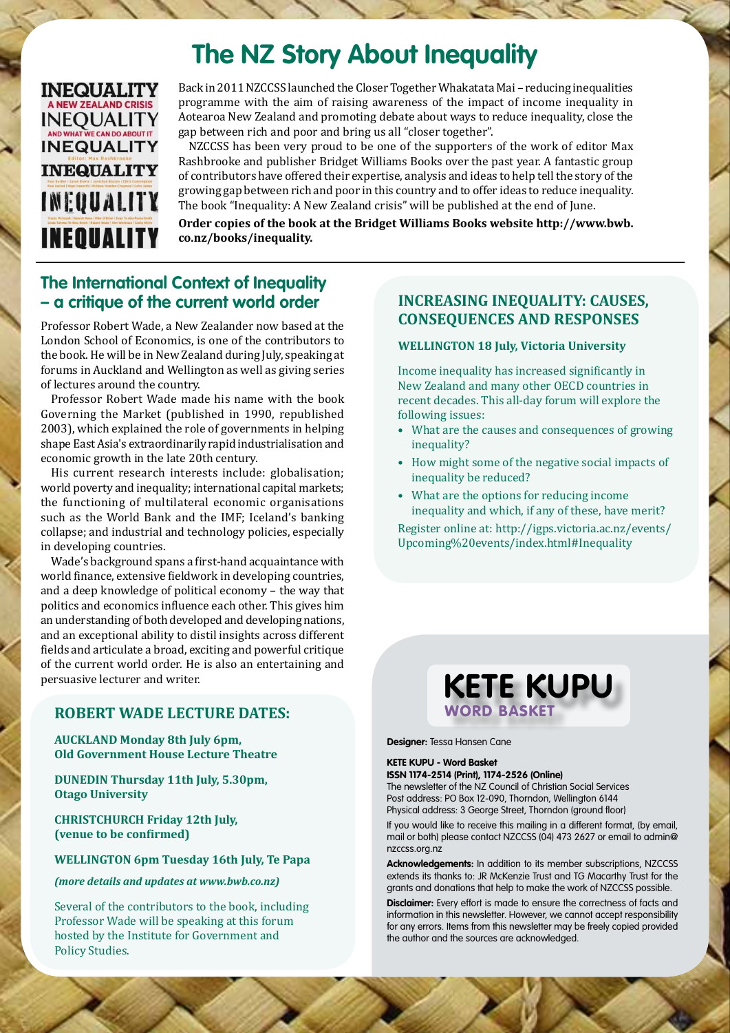# The NZ Story About Inequality

Back in 2011 NZCCSS launched the Closer Together Whakatata Mai – reducing inequalities programme with the aim of raising awareness of the impact of income inequality in Aotearoa New Zealand and promoting debate about ways to reduce inequality, close the gap between rich and poor and bring us all "closer together".

NZCCSS has been very proud to be one of the supporters of the work of editor Max Rashbrooke and publisher Bridget Williams Books over the past year. A fantastic group of contributors have offered their expertise, analysis and ideas to help tell the story of the growing gap between rich and poor in this country and to offer ideas to reduce inequality. The book "Inequality: A New Zealand crisis" will be published at the end of June.

**Order copies of the book at the Bridget Williams Books website http://www.bwb.co.nz/books/inequality.**

## The International Context of Inequality – a critique of the current world order

Professor Robert Wade, a New Zealander now based at the London School of Economics, is one of the contributors to the book. He will be in New Zealand during July, speaking at forums in Auckland and Wellington as well as giving series of lectures around the country.

Professor Robert Wade made his name with the book Governing the Market (published in 1990, republished 2003), which explained the role of governments in helping shape East Asia's extraordinarily rapid industrialisation and economic growth in the late 20th century.

His current research interests include: globalisation; world poverty and inequality; international capital markets; the functioning of multilateral economic organisations such as the World Bank and the IMF; Iceland's banking collapse; and industrial and technology policies, especially in developing countries.

Wade's background spans a first-hand acquaintance with world finance, extensive fieldwork in developing countries, and a deep knowledge of political economy – the way that politics and economics influence each other. This gives him an understanding of both developed and developing nations, and an exceptional ability to distil insights across different fields and articulate a broad, exciting and powerful critique of the current world order. He is also an entertaining and persuasive lecturer and writer.

### ROBERT WADE LECTURE DATES:

**AUCKLAND Monday 8th July 6pm, Old Government House Lecture Theatre**

**DUNEDIN Thursday 11th July, 5.30pm, Otago University**

**CHRISTCHURCH Friday 12th July, (venue to be confirmed)**

**WELLINGTON 6pm Tuesday 16th July, Te Papa**

***(more details and updates at www.bwb.co.nz)***

Several of the contributors to the book, including Professor Wade will be speaking at this forum hosted by the Institute for Government and Policy Studies.

### INCREASING INEQUALITY: CAUSES, CONSEQUENCES AND RESPONSES

**WELLINGTON 18 July, Victoria University**

Income inequality has increased significantly in New Zealand and many other OECD countries in recent decades. This all-day forum will explore the following issues:

- What are the causes and consequences of growing inequality?
- How might some of the negative social impacts of inequality be reduced?
- What are the options for reducing income inequality and which, if any of these, have merit?

Register online at: http://igps.victoria.ac.nz/events/Upcoming%20events/index.html#Inequality

**KETE KUPU**
**WORD BASKET**

**Designer:** Tessa Hansen Cane

**KETE KUPU - Word Basket**
**ISSN 1174-2514 (Print), 1174-2526 (Online)**
The newsletter of the NZ Council of Christian Social Services
Post address: PO Box 12-090, Thorndon, Wellington 6144
Physical address: 3 George Street, Thorndon (ground floor)

If you would like to receive this mailing in a different format, (by email, mail or both) please contact NZCCSS (04) 473 2627 or email to admin@nzccss.org.nz

**Acknowledgements:** In addition to its member subscriptions, NZCCSS extends its thanks to: JR McKenzie Trust and TG Macarthy Trust for the grants and donations that help to make the work of NZCCSS possible.

**Disclaimer:** Every effort is made to ensure the correctness of facts and information in this newsletter. However, we cannot accept responsibility for any errors. Items from this newsletter may be freely copied provided the author and the sources are acknowledged.